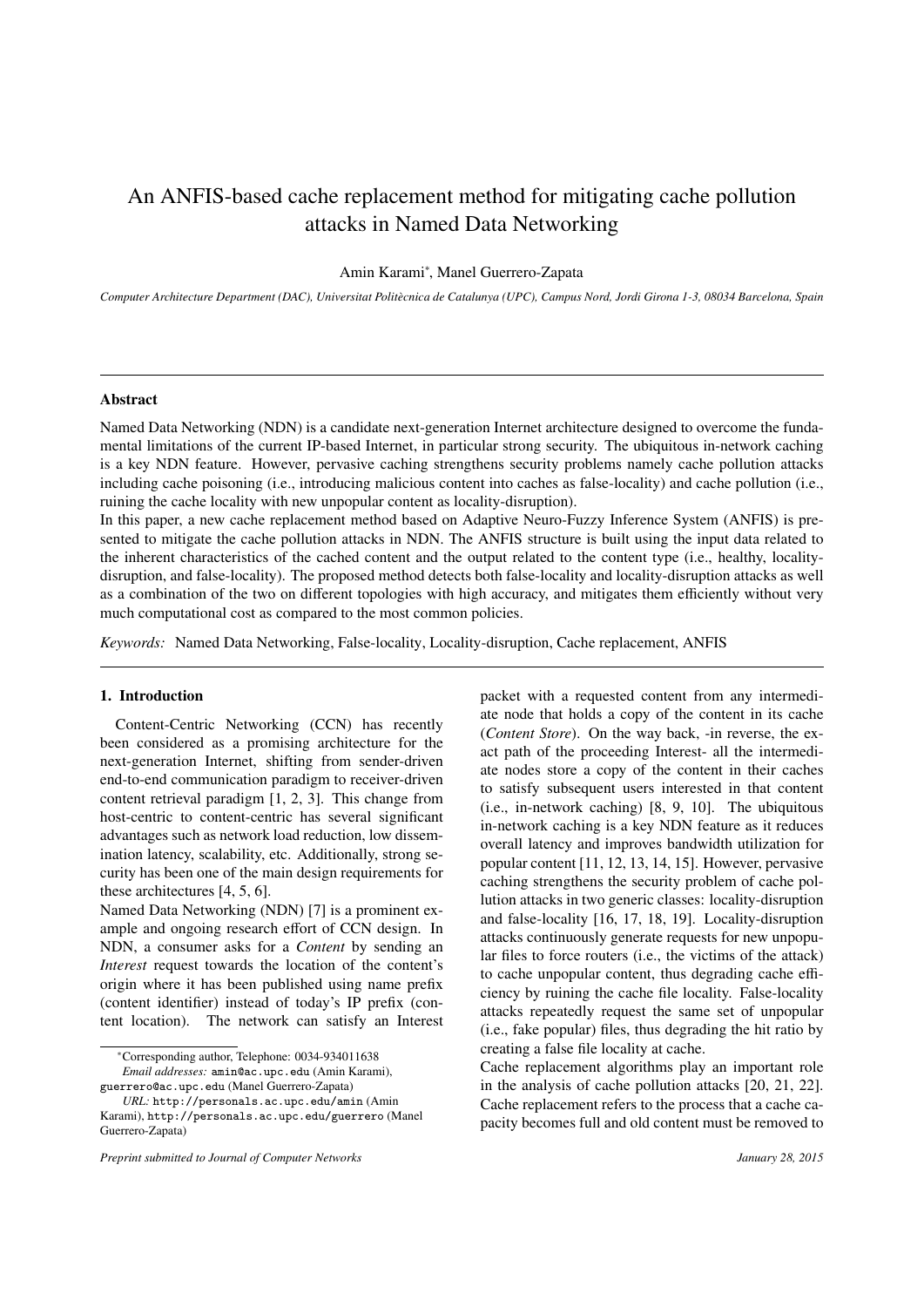# An ANFIS-based cache replacement method for mitigating cache pollution attacks in Named Data Networking

Amin Karami*, Manel Guerrero-Zapata

*Computer Architecture Department (DAC), Universitat Politècnica de Catalunya (UPC), Campus Nord, Jordi Girona 1-3, 08034 Barcelona, Spain*

## Abstract

Named Data Networking (NDN) is a candidate next-generation Internet architecture designed to overcome the fundamental limitations of the current IP-based Internet, in particular strong security. The ubiquitous in-network caching is a key NDN feature. However, pervasive caching strengthens security problems namely cache pollution attacks including cache poisoning (i.e., introducing malicious content into caches as false-locality) and cache pollution (i.e., ruining the cache locality with new unpopular content as locality-disruption).

In this paper, a new cache replacement method based on Adaptive Neuro-Fuzzy Inference System (ANFIS) is presented to mitigate the cache pollution attacks in NDN. The ANFIS structure is built using the input data related to the inherent characteristics of the cached content and the output related to the content type (i.e., healthy, locality-disruption, and false-locality). The proposed method detects both false-locality and locality-disruption attacks as well as a combination of the two on different topologies with high accuracy, and mitigates them efficiently without very much computational cost as compared to the most common policies.

*Keywords:* Named Data Networking, False-locality, Locality-disruption, Cache replacement, ANFIS

## 1. Introduction

Content-Centric Networking (CCN) has recently been considered as a promising architecture for the next-generation Internet, shifting from sender-driven end-to-end communication paradigm to receiver-driven content retrieval paradigm [1, 2, 3]. This change from host-centric to content-centric has several significant advantages such as network load reduction, low dissemination latency, scalability, etc. Additionally, strong security has been one of the main design requirements for these architectures [4, 5, 6].

Named Data Networking (NDN) [7] is a prominent example and ongoing research effort of CCN design. In NDN, a consumer asks for a *Content* by sending an *Interest* request towards the location of the content's origin where it has been published using name prefix (content identifier) instead of today's IP prefix (content location). The network can satisfy an Interest packet with a requested content from any intermediate node that holds a copy of the content in its cache (*Content Store*). On the way back, -in reverse, the exact path of the proceeding Interest- all the intermediate nodes store a copy of the content in their caches to satisfy subsequent users interested in that content (i.e., in-network caching) [8, 9, 10]. The ubiquitous in-network caching is a key NDN feature as it reduces overall latency and improves bandwidth utilization for popular content [11, 12, 13, 14, 15]. However, pervasive caching strengthens the security problem of cache pollution attacks in two generic classes: locality-disruption and false-locality [16, 17, 18, 19]. Locality-disruption attacks continuously generate requests for new unpopular files to force routers (i.e., the victims of the attack) to cache unpopular content, thus degrading cache efficiency by ruining the cache file locality. False-locality attacks repeatedly request the same set of unpopular (i.e., fake popular) files, thus degrading the hit ratio by creating a false file locality at cache.

Cache replacement algorithms play an important role in the analysis of cache pollution attacks [20, 21, 22]. Cache replacement refers to the process that a cache capacity becomes full and old content must be removed to

*Corresponding author, Telephone: 0034-934011638
*Email addresses:* amin@ac.upc.edu (Amin Karami), guerrero@ac.upc.edu (Manel Guerrero-Zapata)
*URL:* http://personals.ac.upc.edu/amin (Amin Karami), http://personals.ac.upc.edu/guerrero (Manel Guerrero-Zapata)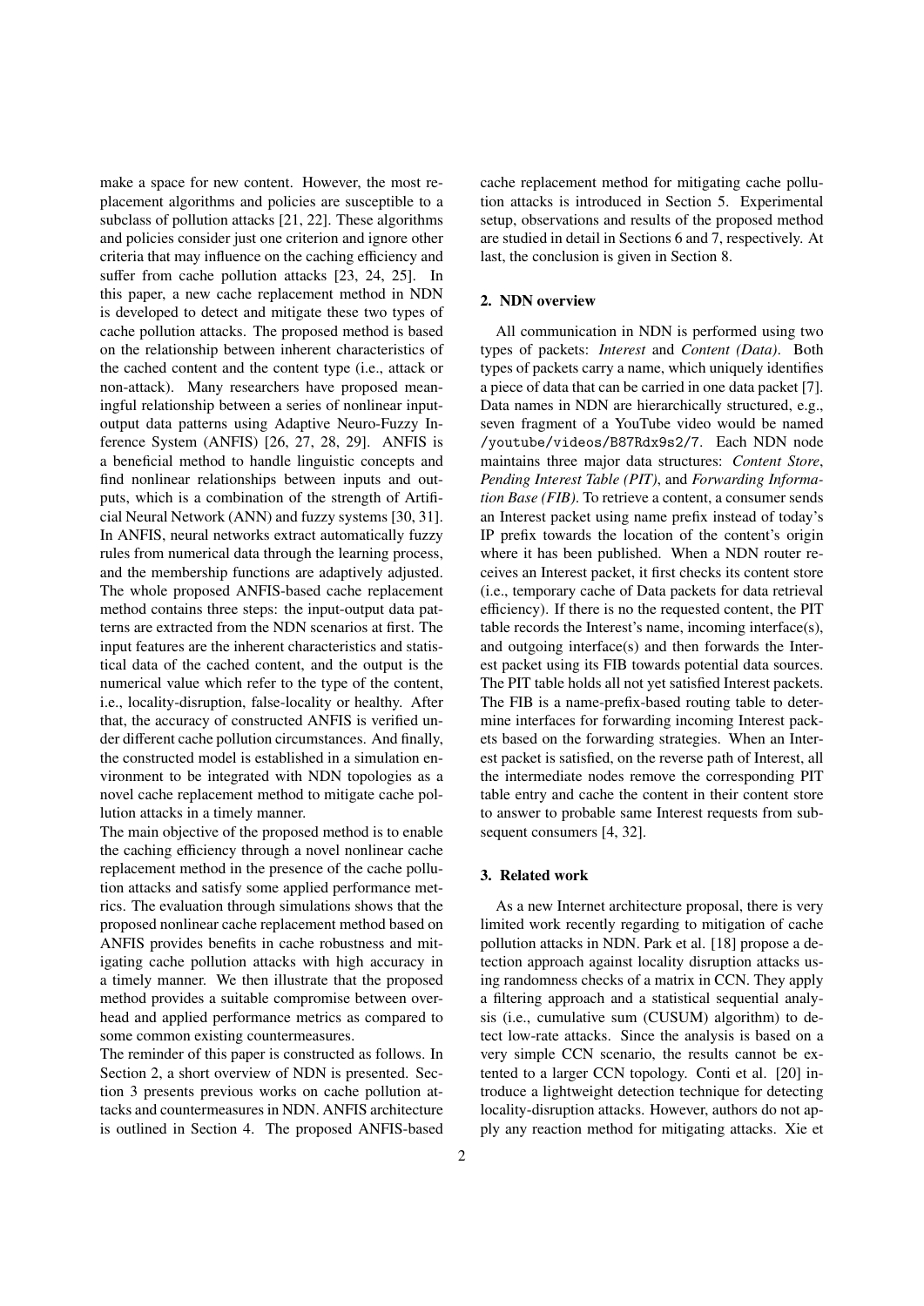make a space for new content. However, the most replacement algorithms and policies are susceptible to a subclass of pollution attacks [21, 22]. These algorithms and policies consider just one criterion and ignore other criteria that may influence on the caching efficiency and suffer from cache pollution attacks [23, 24, 25]. In this paper, a new cache replacement method in NDN is developed to detect and mitigate these two types of cache pollution attacks. The proposed method is based on the relationship between inherent characteristics of the cached content and the content type (i.e., attack or non-attack). Many researchers have proposed meaningful relationship between a series of nonlinear input-output data patterns using Adaptive Neuro-Fuzzy Inference System (ANFIS) [26, 27, 28, 29]. ANFIS is a beneficial method to handle linguistic concepts and find nonlinear relationships between inputs and outputs, which is a combination of the strength of Artificial Neural Network (ANN) and fuzzy systems [30, 31]. In ANFIS, neural networks extract automatically fuzzy rules from numerical data through the learning process, and the membership functions are adaptively adjusted. The whole proposed ANFIS-based cache replacement method contains three steps: the input-output data patterns are extracted from the NDN scenarios at first. The input features are the inherent characteristics and statistical data of the cached content, and the output is the numerical value which refer to the type of the content, i.e., locality-disruption, false-locality or healthy. After that, the accuracy of constructed ANFIS is verified under different cache pollution circumstances. And finally, the constructed model is established in a simulation environment to be integrated with NDN topologies as a novel cache replacement method to mitigate cache pollution attacks in a timely manner.

The main objective of the proposed method is to enable the caching efficiency through a novel nonlinear cache replacement method in the presence of the cache pollution attacks and satisfy some applied performance metrics. The evaluation through simulations shows that the proposed nonlinear cache replacement method based on ANFIS provides benefits in cache robustness and mitigating cache pollution attacks with high accuracy in a timely manner. We then illustrate that the proposed method provides a suitable compromise between overhead and applied performance metrics as compared to some common existing countermeasures.

The reminder of this paper is constructed as follows. In Section 2, a short overview of NDN is presented. Section 3 presents previous works on cache pollution attacks and countermeasures in NDN. ANFIS architecture is outlined in Section 4. The proposed ANFIS-based cache replacement method for mitigating cache pollution attacks is introduced in Section 5. Experimental setup, observations and results of the proposed method are studied in detail in Sections 6 and 7, respectively. At last, the conclusion is given in Section 8.

## 2. NDN overview

All communication in NDN is performed using two types of packets: *Interest* and *Content (Data)*. Both types of packets carry a name, which uniquely identifies a piece of data that can be carried in one data packet [7]. Data names in NDN are hierarchically structured, e.g., seven fragment of a YouTube video would be named `/youtube/videos/B87Rdx9s2/7`. Each NDN node maintains three major data structures: *Content Store*, *Pending Interest Table (PIT)*, and *Forwarding Information Base (FIB)*. To retrieve a content, a consumer sends an Interest packet using name prefix instead of today's IP prefix towards the location of the content's origin where it has been published. When a NDN router receives an Interest packet, it first checks its content store (i.e., temporary cache of Data packets for data retrieval efficiency). If there is no the requested content, the PIT table records the Interest's name, incoming interface(s), and outgoing interface(s) and then forwards the Interest packet using its FIB towards potential data sources. The PIT table holds all not yet satisfied Interest packets. The FIB is a name-prefix-based routing table to determine interfaces for forwarding incoming Interest packets based on the forwarding strategies. When an Interest packet is satisfied, on the reverse path of Interest, all the intermediate nodes remove the corresponding PIT table entry and cache the content in their content store to answer to probable same Interest requests from subsequent consumers [4, 32].

## 3. Related work

As a new Internet architecture proposal, there is very limited work recently regarding to mitigation of cache pollution attacks in NDN. Park et al. [18] propose a detection approach against locality disruption attacks using randomness checks of a matrix in CCN. They apply a filtering approach and a statistical sequential analysis (i.e., cumulative sum (CUSUM) algorithm) to detect low-rate attacks. Since the analysis is based on a very simple CCN scenario, the results cannot be extented to a larger CCN topology. Conti et al. [20] introduce a lightweight detection technique for detecting locality-disruption attacks. However, authors do not apply any reaction method for mitigating attacks. Xie et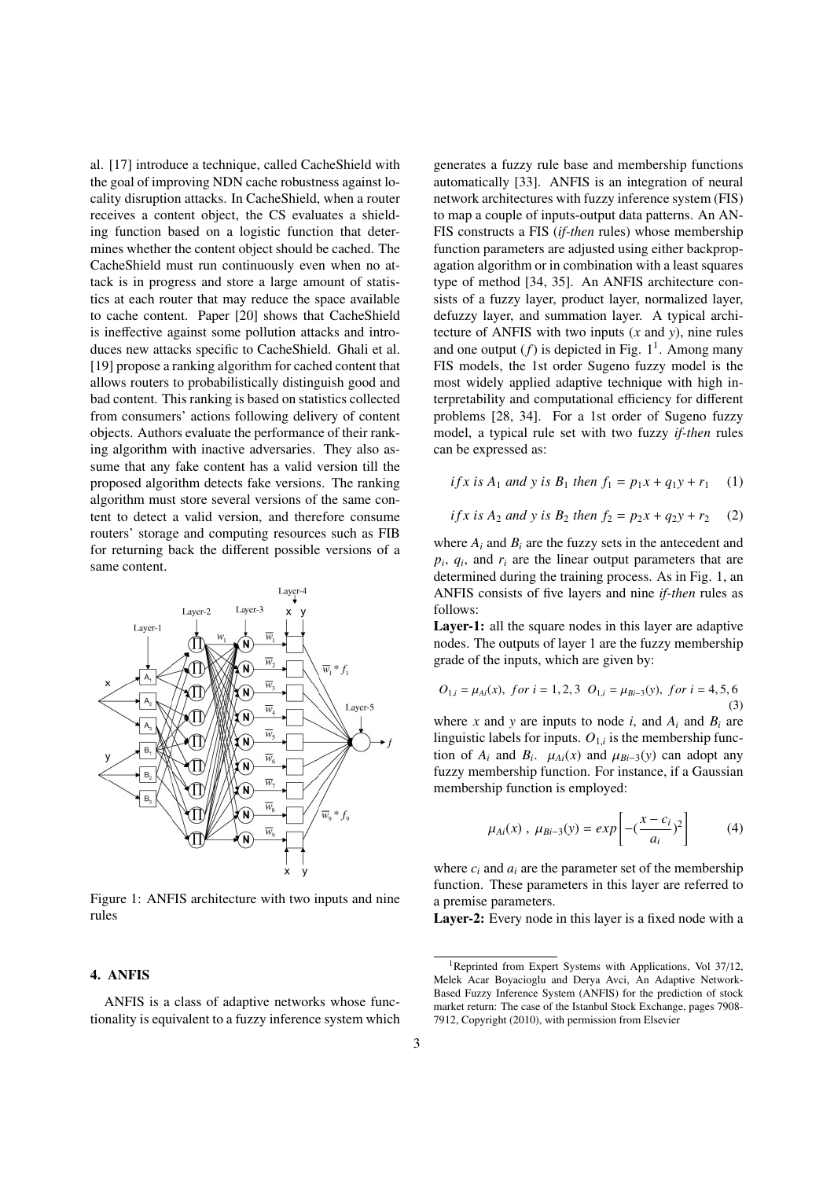al. [17] introduce a technique, called CacheShield with the goal of improving NDN cache robustness against locality disruption attacks. In CacheShield, when a router receives a content object, the CS evaluates a shielding function based on a logistic function that determines whether the content object should be cached. The CacheShield must run continuously even when no attack is in progress and store a large amount of statistics at each router that may reduce the space available to cache content. Paper [20] shows that CacheShield is ineffective against some pollution attacks and introduces new attacks specific to CacheShield. Ghali et al. [19] propose a ranking algorithm for cached content that allows routers to probabilistically distinguish good and bad content. This ranking is based on statistics collected from consumers' actions following delivery of content objects. Authors evaluate the performance of their ranking algorithm with inactive adversaries. They also assume that any fake content has a valid version till the proposed algorithm detects fake versions. The ranking algorithm must store several versions of the same content to detect a valid version, and therefore consume routers' storage and computing resources such as FIB for returning back the different possible versions of a same content.

Figure 1: ANFIS architecture with two inputs and nine rules

## 4. ANFIS

ANFIS is a class of adaptive networks whose functionality is equivalent to a fuzzy inference system which generates a fuzzy rule base and membership functions automatically [33]. ANFIS is an integration of neural network architectures with fuzzy inference system (FIS) to map a couple of inputs-output data patterns. An ANFIS constructs a FIS (*if-then* rules) whose membership function parameters are adjusted using either backpropagation algorithm or in combination with a least squares type of method [34, 35]. An ANFIS architecture consists of a fuzzy layer, product layer, normalized layer, defuzzy layer, and summation layer. A typical architecture of ANFIS with two inputs ($x$ and $y$), nine rules and one output ($f$) is depicted in Fig. 1[1]. Among many FIS models, the 1st order Sugeno fuzzy model is the most widely applied adaptive technique with high interpretability and computational efficiency for different problems [28, 34]. For a 1st order of Sugeno fuzzy model, a typical rule set with two fuzzy *if-then* rules can be expressed as:

$$if\, x \text{ is } A_1 \text{ and } y \text{ is } B_1 \text{ then } f_1 = p_1 x + q_1 y + r_1 \quad (1)$$

$$if\, x \text{ is } A_2 \text{ and } y \text{ is } B_2 \text{ then } f_2 = p_2 x + q_2 y + r_2 \quad (2)$$

where $A_i$ and $B_i$ are the fuzzy sets in the antecedent and $p_i$, $q_i$, and $r_i$ are the linear output parameters that are determined during the training process. As in Fig. 1, an ANFIS consists of five layers and nine *if-then* rules as follows:

**Layer-1:** all the square nodes in this layer are adaptive nodes. The outputs of layer 1 are the fuzzy membership grade of the inputs, which are given by:

$$O_{1,i} = \mu_{Ai}(x),\ for\ i = 1, 2, 3 \quad O_{1,i} = \mu_{Bi-3}(y),\ for\ i = 4, 5, 6 \quad (3)$$

where $x$ and $y$ are inputs to node $i$, and $A_i$ and $B_i$ are linguistic labels for inputs. $O_{1,i}$ is the membership function of $A_i$ and $B_i$. $\mu_{Ai}(x)$ and $\mu_{Bi-3}(y)$ can adopt any fuzzy membership function. For instance, if a Gaussian membership function is employed:

$$\mu_{Ai}(x)\ ,\ \mu_{Bi-3}(y) = exp\left[-(\frac{x - c_i}{a_i})^2\right] \quad (4)$$

where $c_i$ and $a_i$ are the parameter set of the membership function. These parameters in this layer are referred to a premise parameters.

**Layer-2:** Every node in this layer is a fixed node with a

[1] Reprinted from Expert Systems with Applications, Vol 37/12, Melek Acar Boyacioglu and Derya Avci, An Adaptive Network-Based Fuzzy Inference System (ANFIS) for the prediction of stock market return: The case of the Istanbul Stock Exchange, pages 7908-7912, Copyright (2010), with permission from Elsevier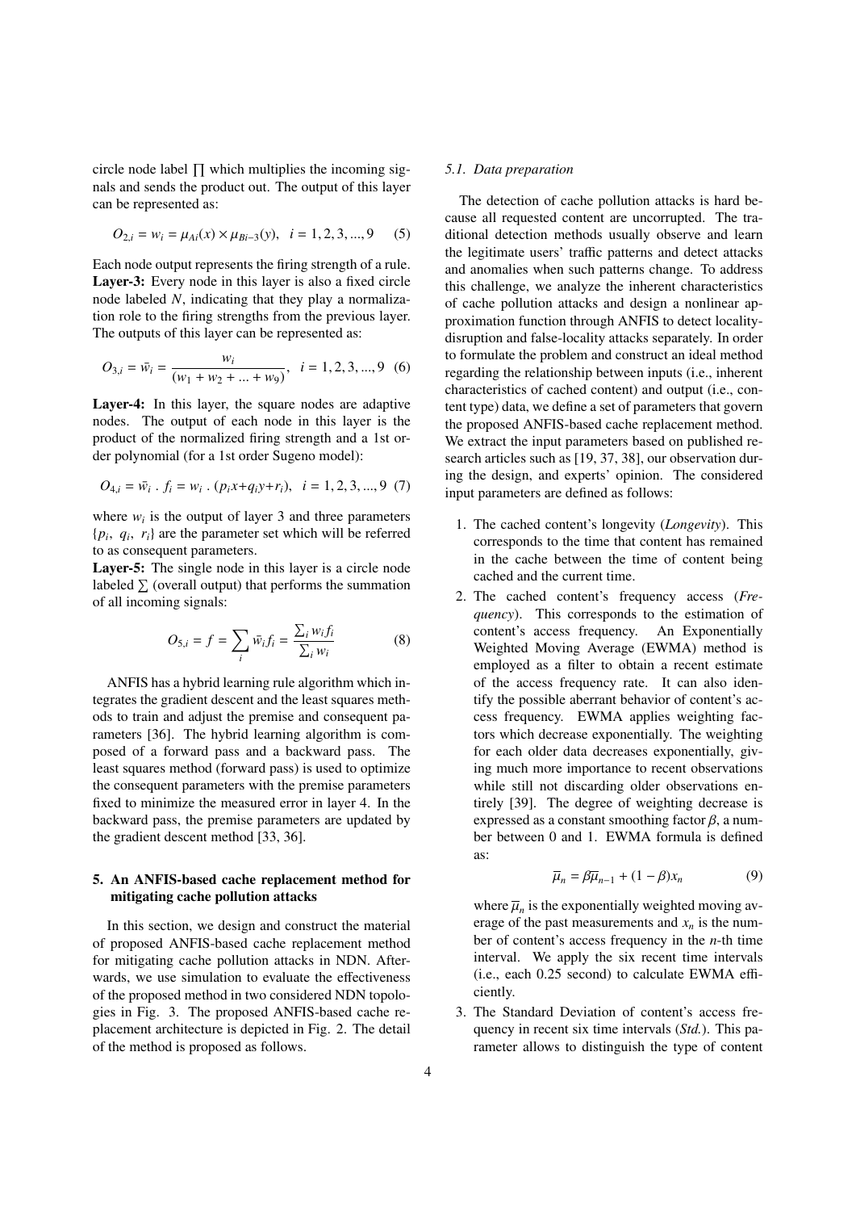circle node label $\prod$ which multiplies the incoming signals and sends the product out. The output of this layer can be represented as:

$$O_{2,i} = w_i = \mu_{Ai}(x) \times \mu_{Bi-3}(y), \quad i = 1, 2, 3, ..., 9 \quad (5)$$

Each node output represents the firing strength of a rule.

**Layer-3:** Every node in this layer is also a fixed circle node labeled $N$, indicating that they play a normalization role to the firing strengths from the previous layer. The outputs of this layer can be represented as:

$$O_{3,i} = \bar{w}_i = \frac{w_i}{(w_1 + w_2 + ... + w_9)}, \quad i = 1, 2, 3, ..., 9 \quad (6)$$

**Layer-4:** In this layer, the square nodes are adaptive nodes. The output of each node in this layer is the product of the normalized firing strength and a 1st order polynomial (for a 1st order Sugeno model):

$$O_{4,i} = \bar{w}_i \, . \, f_i = w_i \, . \, (p_i x + q_i y + r_i), \quad i = 1, 2, 3, ..., 9 \quad (7)$$

where $w_i$ is the output of layer 3 and three parameters $\{p_i, \; q_i, \; r_i\}$ are the parameter set which will be referred to as consequent parameters.

**Layer-5:** The single node in this layer is a circle node labeled $\sum$ (overall output) that performs the summation of all incoming signals:

$$O_{5,i} = f = \sum_i \bar{w}_i f_i = \frac{\sum_i w_i f_i}{\sum_i w_i} \quad (8)$$

ANFIS has a hybrid learning rule algorithm which integrates the gradient descent and the least squares methods to train and adjust the premise and consequent parameters [36]. The hybrid learning algorithm is composed of a forward pass and a backward pass. The least squares method (forward pass) is used to optimize the consequent parameters with the premise parameters fixed to minimize the measured error in layer 4. In the backward pass, the premise parameters are updated by the gradient descent method [33, 36].

## 5. An ANFIS-based cache replacement method for mitigating cache pollution attacks

In this section, we design and construct the material of proposed ANFIS-based cache replacement method for mitigating cache pollution attacks in NDN. Afterwards, we use simulation to evaluate the effectiveness of the proposed method in two considered NDN topologies in Fig. 3. The proposed ANFIS-based cache replacement architecture is depicted in Fig. 2. The detail of the method is proposed as follows.

### 5.1. Data preparation

The detection of cache pollution attacks is hard because all requested content are uncorrupted. The traditional detection methods usually observe and learn the legitimate users' traffic patterns and detect attacks and anomalies when such patterns change. To address this challenge, we analyze the inherent characteristics of cache pollution attacks and design a nonlinear approximation function through ANFIS to detect locality-disruption and false-locality attacks separately. In order to formulate the problem and construct an ideal method regarding the relationship between inputs (i.e., inherent characteristics of cached content) and output (i.e., content type) data, we define a set of parameters that govern the proposed ANFIS-based cache replacement method. We extract the input parameters based on published research articles such as [19, 37, 38], our observation during the design, and experts' opinion. The considered input parameters are defined as follows:

1. The cached content's longevity (*Longevity*). This corresponds to the time that content has remained in the cache between the time of content being cached and the current time.
2. The cached content's frequency access (*Frequency*). This corresponds to the estimation of content's access frequency. An Exponentially Weighted Moving Average (EWMA) method is employed as a filter to obtain a recent estimate of the access frequency rate. It can also identify the possible aberrant behavior of content's access frequency. EWMA applies weighting factors which decrease exponentially. The weighting for each older data decreases exponentially, giving much more importance to recent observations while still not discarding older observations entirely [39]. The degree of weighting decrease is expressed as a constant smoothing factor $\beta$, a number between 0 and 1. EWMA formula is defined as:

$$\overline{\mu}_n = \beta \overline{\mu}_{n-1} + (1 - \beta) x_n \quad (9)$$

   where $\overline{\mu}_n$ is the exponentially weighted moving average of the past measurements and $x_n$ is the number of content's access frequency in the $n$-th time interval. We apply the six recent time intervals (i.e., each 0.25 second) to calculate EWMA efficiently.
3. The Standard Deviation of content's access frequency in recent six time intervals (*Std.*). This parameter allows to distinguish the type of content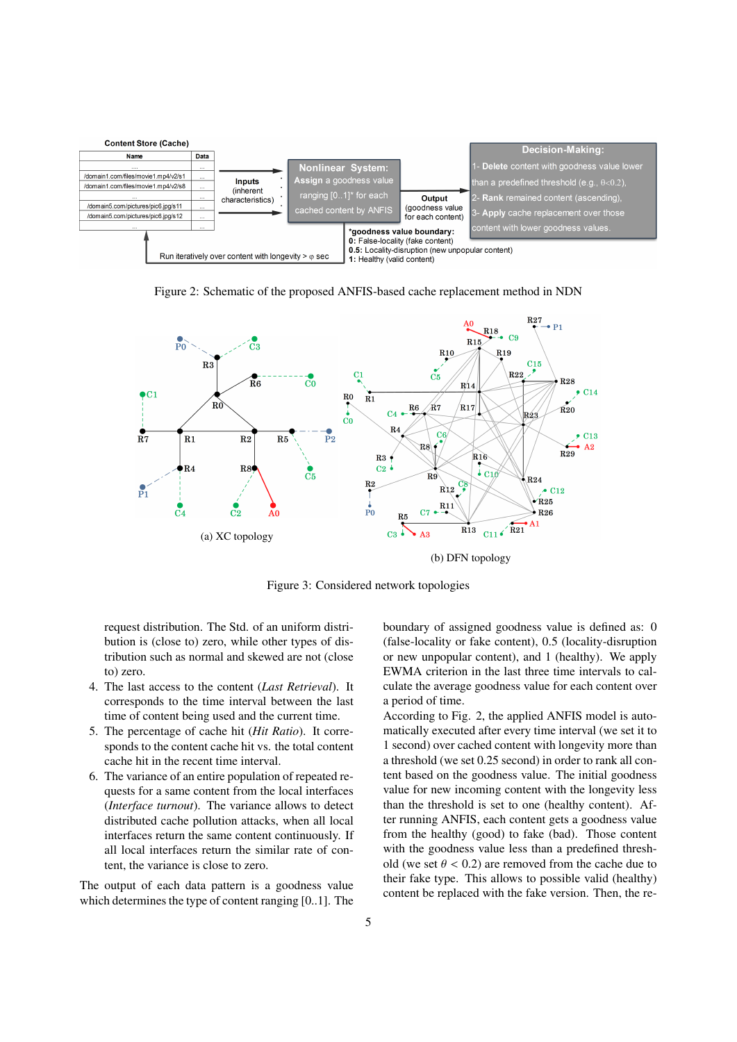Figure 2: Schematic of the proposed ANFIS-based cache replacement method in NDN

(a) XC topology

(b) DFN topology

Figure 3: Considered network topologies

request distribution. The Std. of an uniform distribution is (close to) zero, while other types of distribution such as normal and skewed are not (close to) zero.

4. The last access to the content (*Last Retrieval*). It corresponds to the time interval between the last time of content being used and the current time.
5. The percentage of cache hit (*Hit Ratio*). It corresponds to the content cache hit vs. the total content cache hit in the recent time interval.
6. The variance of an entire population of repeated requests for a same content from the local interfaces (*Interface turnout*). The variance allows to detect distributed cache pollution attacks, when all local interfaces return the same content continuously. If all local interfaces return the similar rate of content, the variance is close to zero.

The output of each data pattern is a goodness value which determines the type of content ranging [0..1]. The boundary of assigned goodness value is defined as: 0 (false-locality or fake content), 0.5 (locality-disruption or new unpopular content), and 1 (healthy). We apply EWMA criterion in the last three time intervals to calculate the average goodness value for each content over a period of time.

According to Fig. 2, the applied ANFIS model is automatically executed after every time interval (we set it to 1 second) over content with longevity more than a threshold (we set 0.25 second) in order to rank all content based on the goodness value. The initial goodness value for new incoming content with the longevity less than the threshold is set to one (healthy content). After running ANFIS, each content gets a goodness value from the healthy (good) to fake (bad). Those content with the goodness value less than a predefined threshold (we set $\theta < 0.2$) are removed from the cache due to their fake type. This allows to possible valid (healthy) content be replaced with the fake version. Then, the re-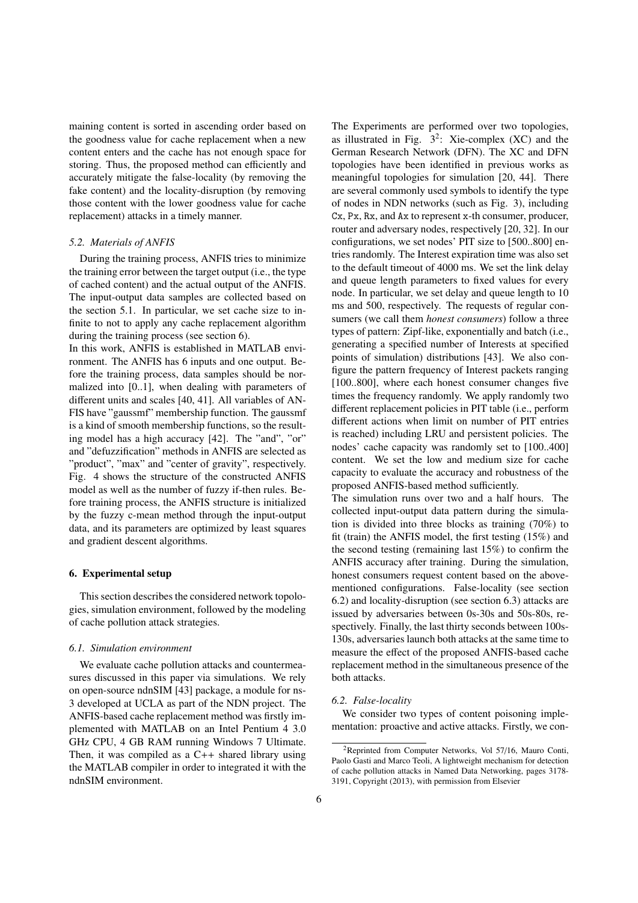maining content is sorted in ascending order based on the goodness value for cache replacement when a new content enters and the cache has not enough space for storing. Thus, the proposed method can efficiently and accurately mitigate the false-locality (by removing the fake content) and the locality-disruption (by removing those content with the lower goodness value for cache replacement) attacks in a timely manner.

### *5.2. Materials of ANFIS*

During the training process, ANFIS tries to minimize the training error between the target output (i.e., the type of cached content) and the actual output of the ANFIS. The input-output data samples are collected based on the section 5.1. In particular, we set cache size to infinite to not to apply any cache replacement algorithm during the training process (see section 6).

In this work, ANFIS is established in MATLAB environment. The ANFIS has 6 inputs and one output. Before the training process, data samples should be normalized into [0..1], when dealing with parameters of different units and scales [40, 41]. All variables of ANFIS have "gaussmf" membership function. The gaussmf is a kind of smooth membership functions, so the resulting model has a high accuracy [42]. The "and", "or" and "defuzzification" methods in ANFIS are selected as "product", "max" and "center of gravity", respectively. Fig. 4 shows the structure of the constructed ANFIS model as well as the number of fuzzy if-then rules. Before training process, the ANFIS structure is initialized by the fuzzy c-mean method through the input-output data, and its parameters are optimized by least squares and gradient descent algorithms.

## 6. Experimental setup

This section describes the considered network topologies, simulation environment, followed by the modeling of cache pollution attack strategies.

### *6.1. Simulation environment*

We evaluate cache pollution attacks and countermeasures discussed in this paper via simulations. We rely on open-source ndnSIM [43] package, a module for ns-3 developed at UCLA as part of the NDN project. The ANFIS-based cache replacement method was firstly implemented with MATLAB on an Intel Pentium 4 3.0 GHz CPU, 4 GB RAM running Windows 7 Ultimate. Then, it was compiled as a C++ shared library using the MATLAB compiler in order to integrated it with the ndnSIM environment.

The Experiments are performed over two topologies, as illustrated in Fig. 3[2]: Xie-complex (XC) and the German Research Network (DFN). The XC and DFN topologies have been identified in previous works as meaningful topologies for simulation [20, 44]. There are several commonly used symbols to identify the type of nodes in NDN networks (such as Fig. 3), including Cx, Px, Rx, and Ax to represent x-th consumer, producer, router and adversary nodes, respectively [20, 32]. In our configurations, we set nodes' PIT size to [500..800] entries randomly. The Interest expiration time was also set to the default timeout of 4000 ms. We set the link delay and queue length parameters to fixed values for every node. In particular, we set delay and queue length to 10 ms and 500, respectively. The requests of regular consumers (we call them *honest consumers*) follow a three types of pattern: Zipf-like, exponentially and batch (i.e., generating a specified number of Interests at specified points of simulation) distributions [43]. We also configure the pattern frequency of Interest packets ranging [100..800], where each honest consumer changes five times the frequency randomly. We apply randomly two different replacement policies in PIT table (i.e., perform different actions when limit on number of PIT entries is reached) including LRU and persistent policies. The nodes' cache capacity was randomly set to [100..400] content. We set the low and medium size for cache capacity to evaluate the accuracy and robustness of the proposed ANFIS-based method sufficiently.

The simulation runs over two and a half hours. The collected input-output data pattern during the simulation is divided into three blocks as training (70%) to fit (train) the ANFIS model, the first testing (15%) and the second testing (remaining last 15%) to confirm the ANFIS accuracy after training. During the simulation, honest consumers request content based on the above-mentioned configurations. False-locality (see section 6.2) and locality-disruption (see section 6.3) attacks are issued by adversaries between 0s-30s and 50s-80s, respectively. Finally, the last thirty seconds between 100s-130s, adversaries launch both attacks at the same time to measure the effect of the proposed ANFIS-based cache replacement method in the simultaneous presence of the both attacks.

### *6.2. False-locality*

We consider two types of content poisoning implementation: proactive and active attacks. Firstly, we con-

[2]Reprinted from Computer Networks, Vol 57/16, Mauro Conti, Paolo Gasti and Marco Teoli, A lightweight mechanism for detection of cache pollution attacks in Named Data Networking, pages 3178-3191, Copyright (2013), with permission from Elsevier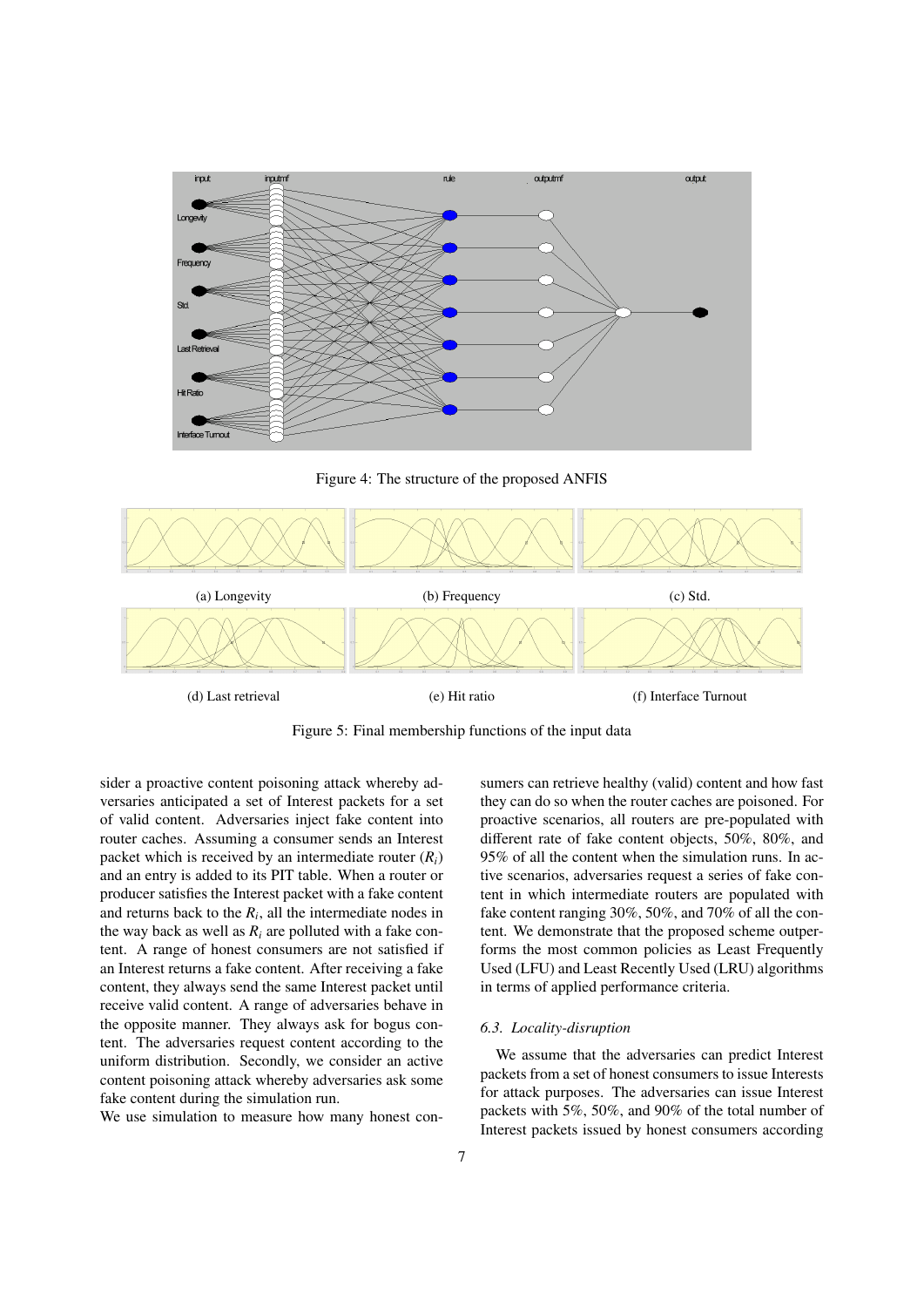Figure 4: The structure of the proposed ANFIS

(a) Longevity

(b) Frequency

(c) Std.

(d) Last retrieval

(e) Hit ratio

(f) Interface Turnout

Figure 5: Final membership functions of the input data

sider a proactive content poisoning attack whereby adversaries anticipated a set of Interest packets for a set of valid content. Adversaries inject fake content into router caches. Assuming a consumer sends an Interest packet which is received by an intermediate router ($R_i$) and an entry is added to its PIT table. When a router or producer satisfies the Interest packet with a fake content and returns back to the $R_i$, all the intermediate nodes in the way back as well as $R_i$ are polluted with a fake content. A range of honest consumers are not satisfied if an Interest returns a fake content. After receiving a fake content, they always send the same Interest packet until receive valid content. A range of adversaries behave in the opposite manner. They always ask for bogus content. The adversaries request content according to the uniform distribution. Secondly, we consider an active content poisoning attack whereby adversaries ask some fake content during the simulation run.

We use simulation to measure how many honest consumers can retrieve healthy (valid) content and how fast they can do so when the router caches are poisoned. For proactive scenarios, all routers are pre-populated with different rate of fake content objects, 50%, 80%, and 95% of all the content when the simulation runs. In active scenarios, adversaries request a series of fake content in which intermediate routers are populated with fake content ranging 30%, 50%, and 70% of all the content. We demonstrate that the proposed scheme outperforms the most common policies as Least Frequently Used (LFU) and Least Recently Used (LRU) algorithms in terms of applied performance criteria.

### *6.3. Locality-disruption*

We assume that the adversaries can predict Interest packets from a set of honest consumers to issue Interests for attack purposes. The adversaries can issue Interest packets with 5%, 50%, and 90% of the total number of Interest packets issued by honest consumers according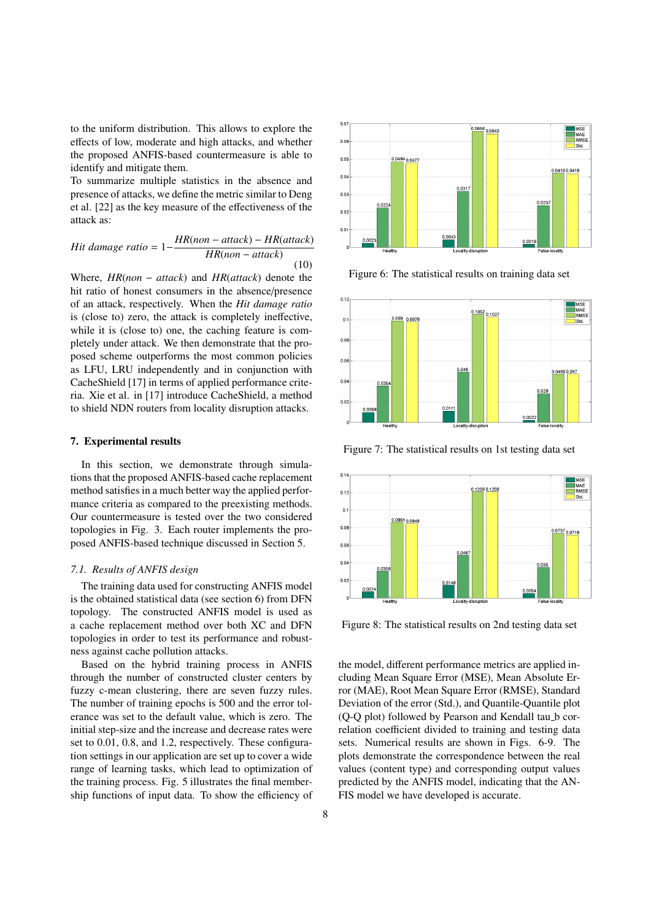to the uniform distribution. This allows to explore the effects of low, moderate and high attacks, and whether the proposed ANFIS-based countermeasure is able to identify and mitigate them.

To summarize multiple statistics in the absence and presence of attacks, we define the metric similar to Deng et al. [22] as the key measure of the effectiveness of the attack as:

$$Hit\ damage\ ratio = 1 - \frac{HR(non-attack) - HR(attack)}{HR(non-attack)} \tag{10}$$

Where, $HR(non-attack)$ and $HR(attack)$ denote the hit ratio of honest consumers in the absence/presence of an attack, respectively. When the *Hit damage ratio* is (close to) zero, the attack is completely ineffective, while it is (close to) one, the caching feature is completely under attack. We then demonstrate that the proposed scheme outperforms the most common policies as LFU, LRU independently and in conjunction with CacheShield [17] in terms of applied performance criteria. Xie et al. in [17] introduce CacheShield, a method to shield NDN routers from locality disruption attacks.

## 7. Experimental results

In this section, we demonstrate through simulations that the proposed ANFIS-based cache replacement method satisfies in a much better way the applied performance criteria as compared to the preexisting methods. Our countermeasure is tested over the two considered topologies in Fig. 3. Each router implements the proposed ANFIS-based technique discussed in Section 5.

### 7.1. Results of ANFIS design

The training data used for constructing ANFIS model is the obtained statistical data (see section 6) from DFN topology. The constructed ANFIS model is used as a cache replacement method over both XC and DFN topologies in order to test its performance and robustness against cache pollution attacks.

Based on the hybrid training process in ANFIS through the number of constructed cluster centers by fuzzy c-mean clustering, there are seven fuzzy rules. The number of training epochs is 500 and the error tolerance was set to the default value, which is zero. The initial step-size and the increase and decrease rates were set to 0.01, 0.8, and 1.2, respectively. These configuration settings in our application are set up to cover a wide range of learning tasks, which lead to optimization of the training process. Fig. 5 illustrates the final membership functions of input data. To show the efficiency of the model, different performance metrics are applied including Mean Square Error (MSE), Mean Absolute Error (MAE), Root Mean Square Error (RMSE), Standard Deviation of the error (Std.), and Quantile-Quantile plot (Q-Q plot) followed by Pearson and Kendall tau_b correlation coefficient divided to training and testing data sets. Numerical results are shown in Figs. 6-9. The plots demonstrate the correspondence between the real values (content type) and corresponding output values predicted by the ANFIS model, indicating that the ANFIS model we have developed is accurate.

Figure 6: The statistical results on training data set

Figure 7: The statistical results on 1st testing data set

Figure 8: The statistical results on 2nd testing data set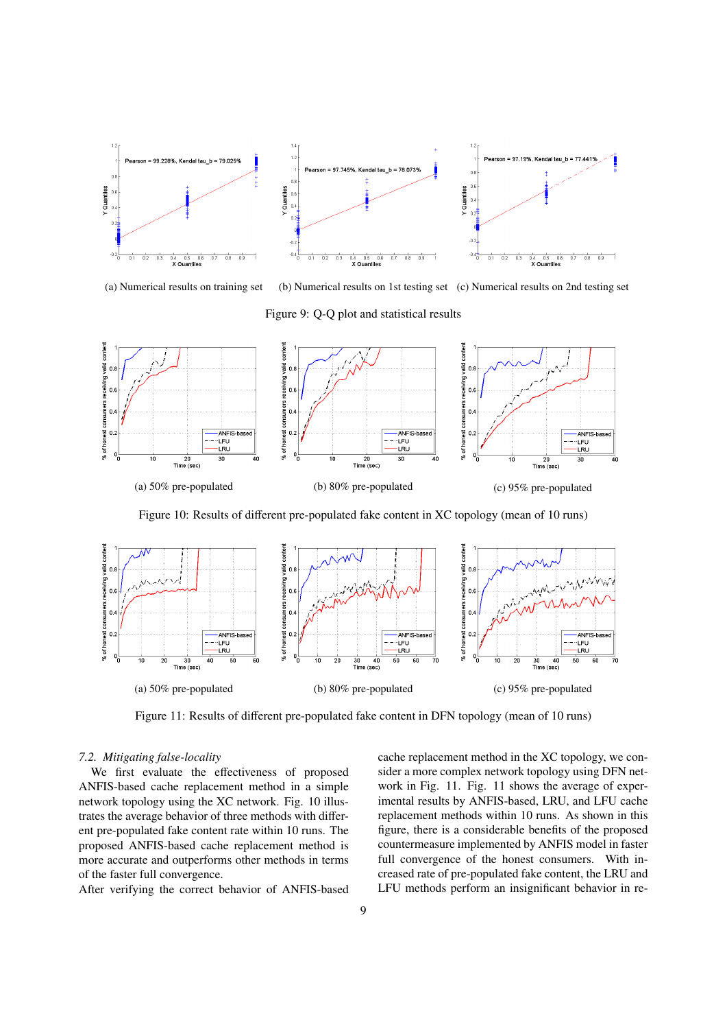(a) Numerical results on training set (b) Numerical results on 1st testing set (c) Numerical results on 2nd testing set

Figure 9: Q-Q plot and statistical results

(a) 50% pre-populated (b) 80% pre-populated (c) 95% pre-populated

Figure 10: Results of different pre-populated fake content in XC topology (mean of 10 runs)

(a) 50% pre-populated (b) 80% pre-populated (c) 95% pre-populated

Figure 11: Results of different pre-populated fake content in DFN topology (mean of 10 runs)

### *7.2. Mitigating false-locality*

We first evaluate the effectiveness of proposed ANFIS-based cache replacement method in a simple network topology using the XC network. Fig. 10 illustrates the average behavior of three methods with different pre-populated fake content rate within 10 runs. The proposed ANFIS-based cache replacement method is more accurate and outperforms other methods in terms of the faster full convergence.

After verifying the correct behavior of ANFIS-based cache replacement method in the XC topology, we consider a more complex network topology using DFN network in Fig. 11. Fig. 11 shows the average of experimental results by ANFIS-based, LRU, and LFU cache replacement methods within 10 runs. As shown in this figure, there is a considerable benefits of the proposed countermeasure implemented by ANFIS model in faster full convergence of the honest consumers. With increased rate of pre-populated fake content, the LRU and LFU methods perform an insignificant behavior in re-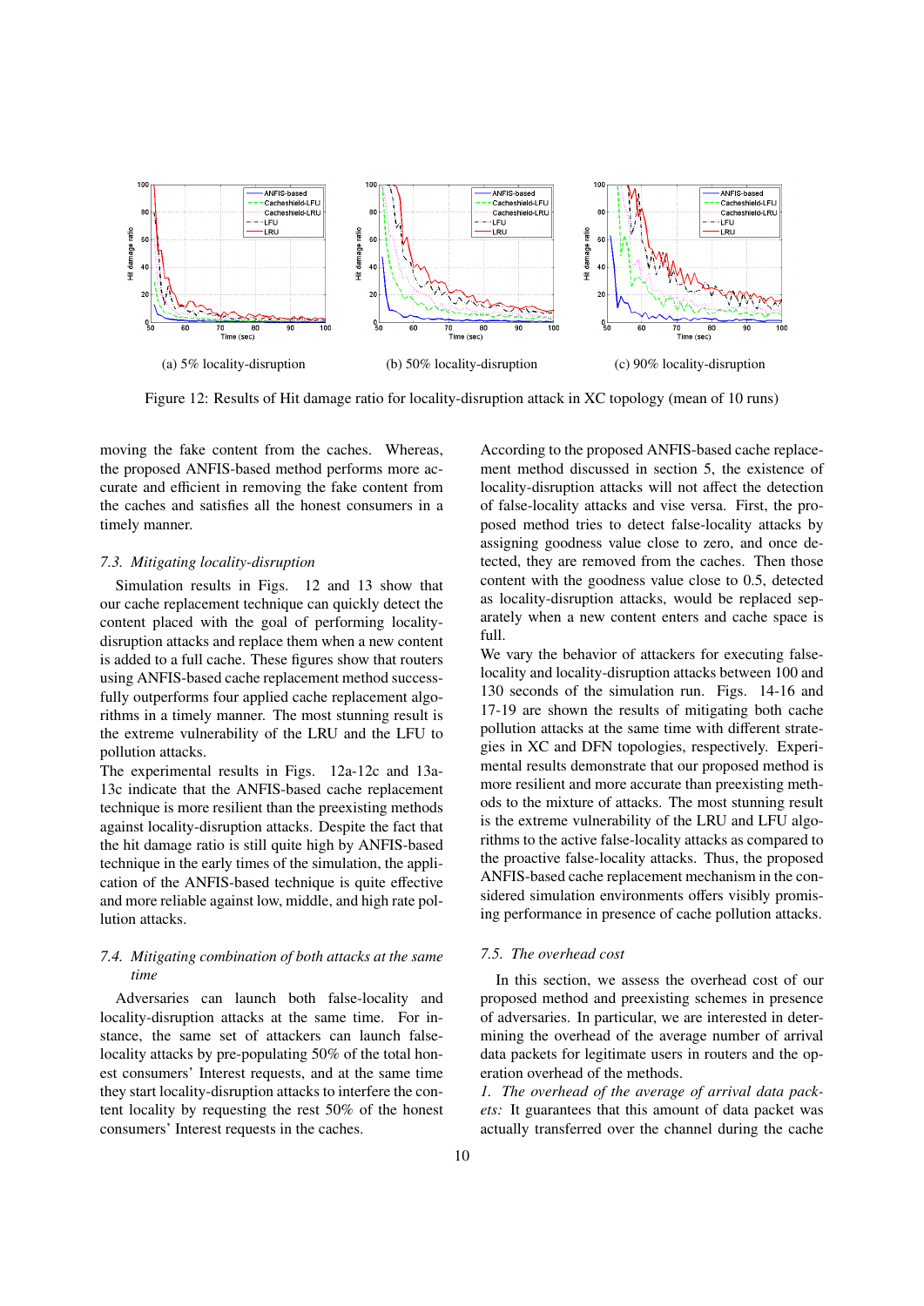(a) 5% locality-disruption

(b) 50% locality-disruption

(c) 90% locality-disruption

Figure 12: Results of Hit damage ratio for locality-disruption attack in XC topology (mean of 10 runs)

moving the fake content from the caches. Whereas, the proposed ANFIS-based method performs more accurate and efficient in removing the fake content from the caches and satisfies all the honest consumers in a timely manner.

### *7.3. Mitigating locality-disruption*

Simulation results in Figs. 12 and 13 show that our cache replacement technique can quickly detect the content placed with the goal of performing locality-disruption attacks and replace them when a new content is added to a full cache. These figures show that routers using ANFIS-based cache replacement method successfully outperforms four applied cache replacement algorithms in a timely manner. The most stunning result is the extreme vulnerability of the LRU and the LFU to pollution attacks.

The experimental results in Figs. 12a-12c and 13a-13c indicate that the ANFIS-based cache replacement technique is more resilient than the preexisting methods against locality-disruption attacks. Despite the fact that the hit damage ratio is still quite high by ANFIS-based technique in the early times of the simulation, the application of the ANFIS-based technique is quite effective and more reliable against low, middle, and high rate pollution attacks.

### *7.4. Mitigating combination of both attacks at the same time*

Adversaries can launch both false-locality and locality-disruption attacks at the same time. For instance, the same set of attackers can launch false-locality attacks by pre-populating 50% of the total honest consumers' Interest requests, and at the same time they start locality-disruption attacks to interfere the content locality by requesting the rest 50% of the honest consumers' Interest requests in the caches.

According to the proposed ANFIS-based cache replacement method discussed in section 5, the existence of locality-disruption attacks will not affect the detection of false-locality attacks and vise versa. First, the proposed method tries to detect false-locality attacks by assigning goodness value close to zero, and once detected, they are removed from the caches. Then those content with the goodness value close to 0.5, detected as locality-disruption attacks, would be replaced separately when a new content enters and cache space is full.

We vary the behavior of attackers for executing false-locality and locality-disruption attacks between 100 and 130 seconds of the simulation run. Figs. 14-16 and 17-19 are shown the results of mitigating both cache pollution attacks at the same time with different strategies in XC and DFN topologies, respectively. Experimental results demonstrate that our proposed method is more resilient and more accurate than preexisting methods to the mixture of attacks. The most stunning result is the extreme vulnerability of the LRU and LFU algorithms to the active false-locality attacks as compared to the proactive false-locality attacks. Thus, the proposed ANFIS-based cache replacement mechanism in the considered simulation environments offers visibly promising performance in presence of cache pollution attacks.

### *7.5. The overhead cost*

In this section, we assess the overhead cost of our proposed method and preexisting schemes in presence of adversaries. In particular, we are interested in determining the overhead of the average number of arrival data packets for legitimate users in routers and the operation overhead of the methods.

*1. The overhead of the average of arrival data packets:* It guarantees that this amount of data packet was actually transferred over the channel during the cache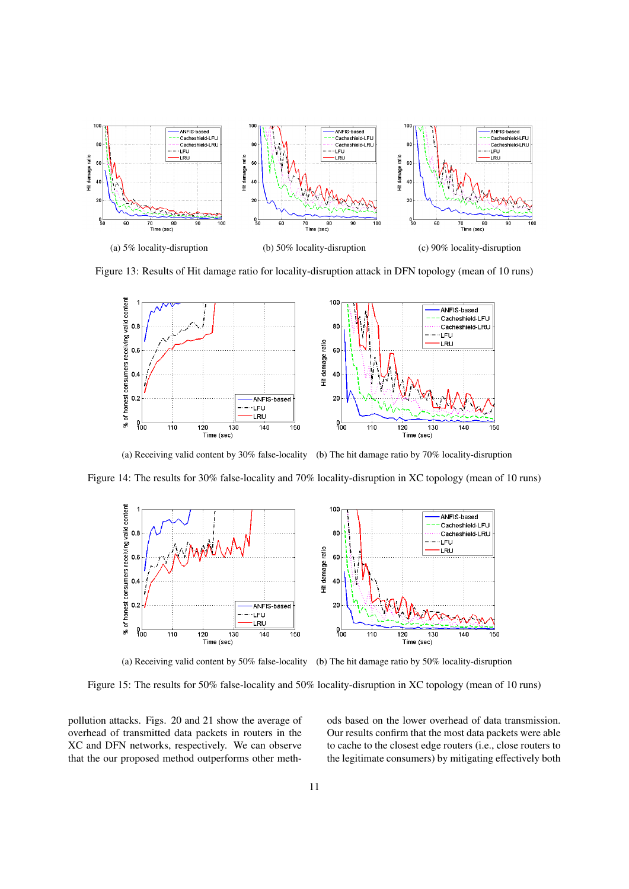(a) 5% locality-disruption

(b) 50% locality-disruption

(c) 90% locality-disruption

Figure 13: Results of Hit damage ratio for locality-disruption attack in DFN topology (mean of 10 runs)

(a) Receiving valid content by 30% false-locality

(b) The hit damage ratio by 70% locality-disruption

Figure 14: The results for 30% false-locality and 70% locality-disruption in XC topology (mean of 10 runs)

(a) Receiving valid content by 50% false-locality

(b) The hit damage ratio by 50% locality-disruption

Figure 15: The results for 50% false-locality and 50% locality-disruption in XC topology (mean of 10 runs)

pollution attacks. Figs. 20 and 21 show the average of overhead of transmitted data packets in routers in the XC and DFN networks, respectively. We can observe that the our proposed method outperforms other methods based on the lower overhead of data transmission. Our results confirm that the most data packets were able to cache to the closest edge routers (i.e., close routers to the legitimate consumers) by mitigating effectively both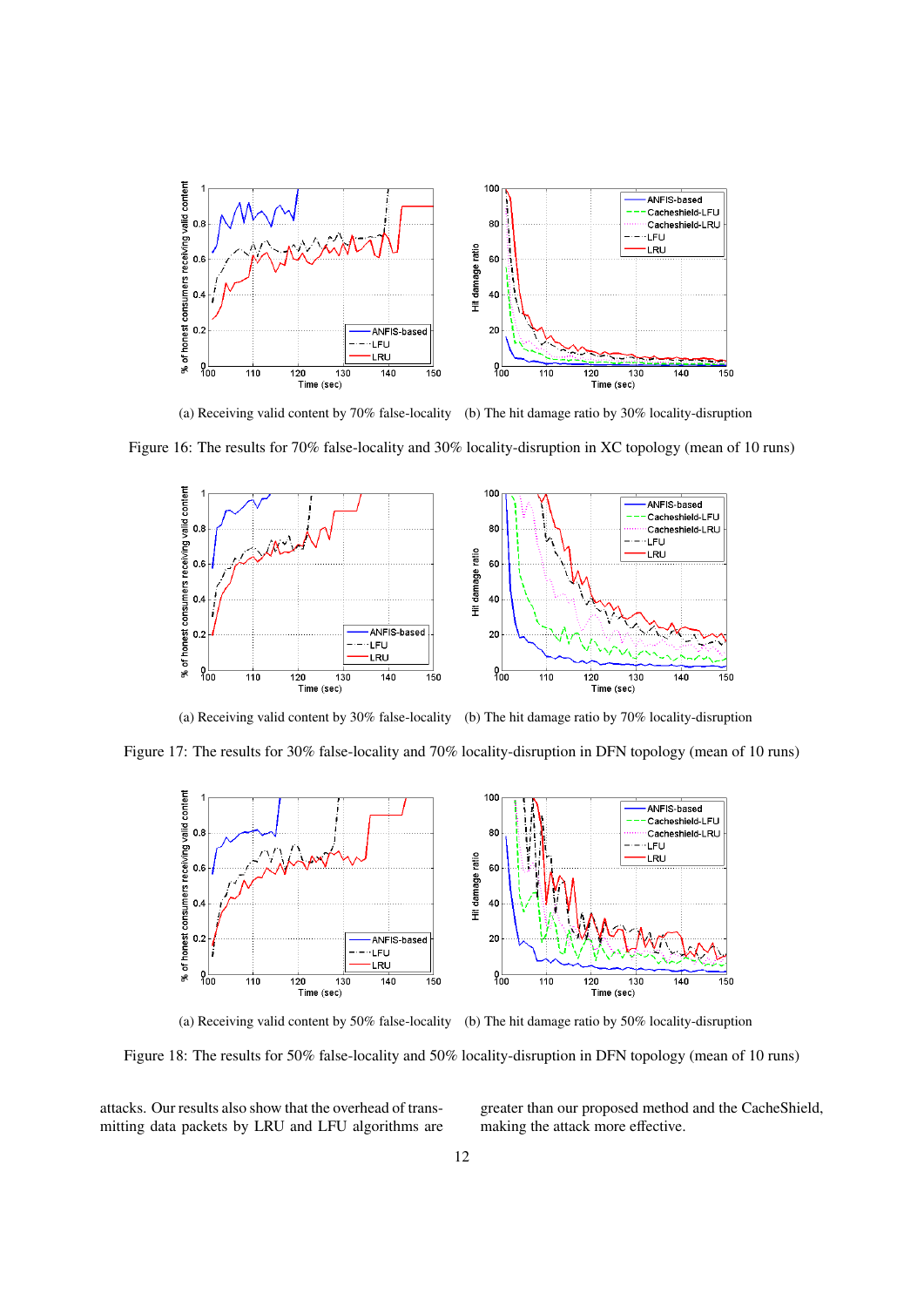(a) Receiving valid content by 70% false-locality (b) The hit damage ratio by 30% locality-disruption

Figure 16: The results for 70% false-locality and 30% locality-disruption in XC topology (mean of 10 runs)

(a) Receiving valid content by 30% false-locality (b) The hit damage ratio by 70% locality-disruption

Figure 17: The results for 30% false-locality and 70% locality-disruption in DFN topology (mean of 10 runs)

(a) Receiving valid content by 50% false-locality (b) The hit damage ratio by 50% locality-disruption

Figure 18: The results for 50% false-locality and 50% locality-disruption in DFN topology (mean of 10 runs)

attacks. Our results also show that the overhead of transmitting data packets by LRU and LFU algorithms are greater than our proposed method and the CacheShield, making the attack more effective.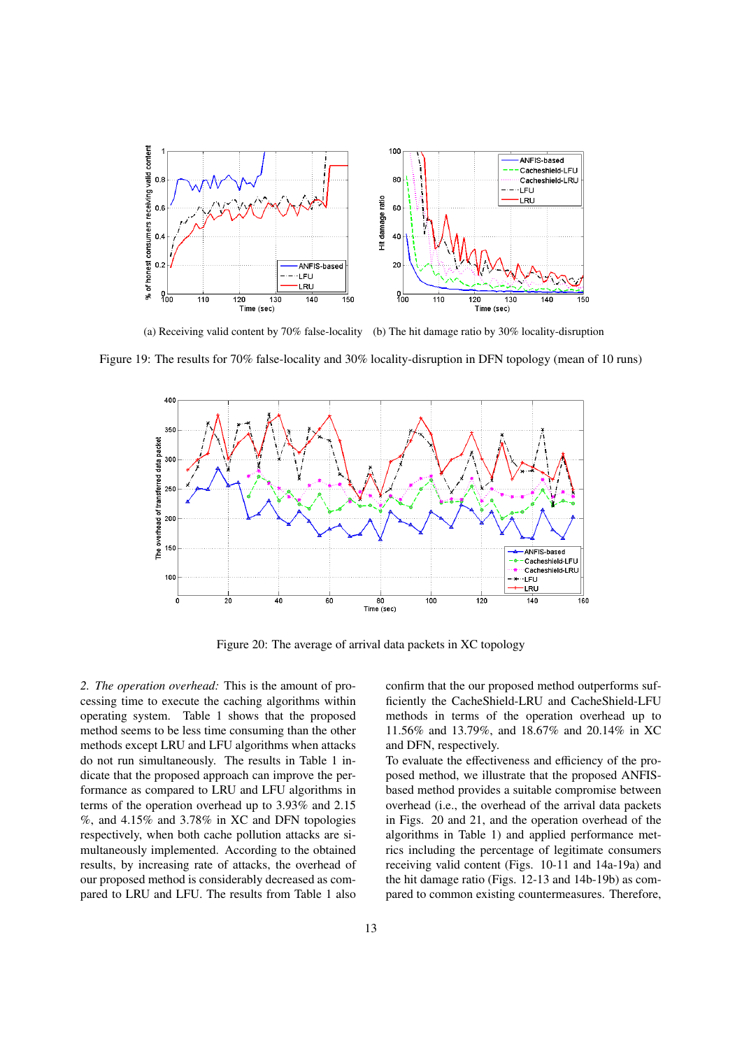(a) Receiving valid content by 70% false-locality (b) The hit damage ratio by 30% locality-disruption

Figure 19: The results for 70% false-locality and 30% locality-disruption in DFN topology (mean of 10 runs)

Figure 20: The average of arrival data packets in XC topology

*2. The operation overhead:* This is the amount of processing time to execute the caching algorithms within operating system. Table 1 shows that the proposed method seems to be less time consuming than the other methods except LRU and LFU algorithms when attacks do not run simultaneously. The results in Table 1 indicate that the proposed approach can improve the performance as compared to LRU and LFU algorithms in terms of the operation overhead up to 3.93% and 2.15 %, and 4.15% and 3.78% in XC and DFN topologies respectively, when both cache pollution attacks are simultaneously implemented. According to the obtained results, by increasing rate of attacks, the overhead of our proposed method is considerably decreased as compared to LRU and LFU. The results from Table 1 also confirm that the our proposed method outperforms sufficiently the CacheShield-LRU and CacheShield-LFU methods in terms of the operation overhead up to 11.56% and 13.79%, and 18.67% and 20.14% in XC and DFN, respectively.

To evaluate the effectiveness and efficiency of the proposed method, we illustrate that the proposed ANFIS-based method provides a suitable compromise between overhead (i.e., the overhead of the arrival data packets in Figs. 20 and 21, and the operation overhead of the algorithms in Table 1) and applied performance metrics including the percentage of legitimate consumers receiving valid content (Figs. 10-11 and 14a-19a) and the hit damage ratio (Figs. 12-13 and 14b-19b) as compared to common existing countermeasures. Therefore,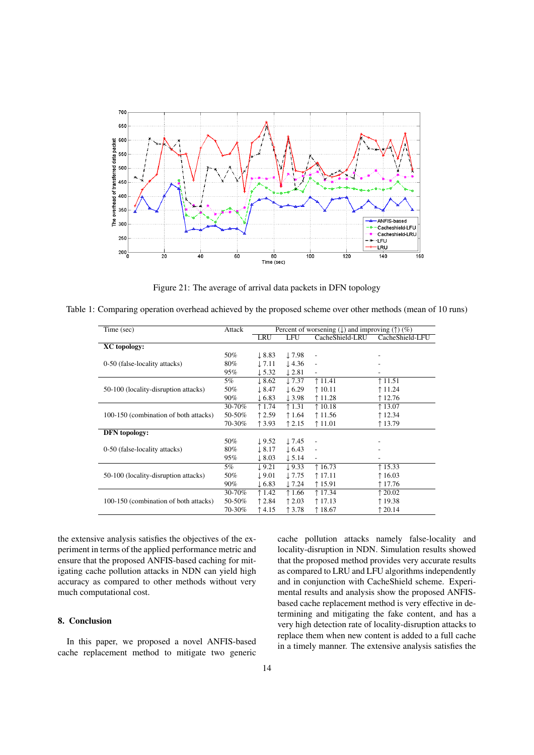Figure 21: The average of arrival data packets in DFN topology

Table 1: Comparing operation overhead achieved by the proposed scheme over other methods (mean of 10 runs)

| Time (sec) | Attack | Percent of worsening (↓) and improving (↑) (%) | | | |
|---|---|---|---|---|---|
| | | LRU | LFU | CacheShield-LRU | CacheShield-LFU |
| **XC topology:** | | | | | |
| 0-50 (false-locality attacks) | 50% | ↓ 8.83 | ↓ 7.98 | - | - |
| | 80% | ↓ 7.11 | ↓ 4.36 | - | - |
| | 95% | ↓ 5.32 | ↓ 2.81 | - | - |
| 50-100 (locality-disruption attacks) | 5% | ↓ 8.62 | ↓ 7.37 | ↑ 11.41 | ↑ 11.51 |
| | 50% | ↓ 8.47 | ↓ 6.29 | ↑ 10.11 | ↑ 11.24 |
| | 90% | ↓ 6.83 | ↓ 3.98 | ↑ 11.28 | ↑ 12.76 |
| 100-150 (combination of both attacks) | 30-70% | ↑ 1.74 | ↑ 1.31 | ↑ 10.18 | ↑ 13.07 |
| | 50-50% | ↑ 2.59 | ↑ 1.64 | ↑ 11.56 | ↑ 12.34 |
| | 70-30% | ↑ 3.93 | ↑ 2.15 | ↑ 11.01 | ↑ 13.79 |
| **DFN topology:** | | | | | |
| 0-50 (false-locality attacks) | 50% | ↓ 9.52 | ↓ 7.45 | - | - |
| | 80% | ↓ 8.17 | ↓ 6.43 | - | - |
| | 95% | ↓ 8.03 | ↓ 5.14 | - | - |
| 50-100 (locality-disruption attacks) | 5% | ↓ 9.21 | ↓ 9.33 | ↑ 16.73 | ↑ 15.33 |
| | 50% | ↓ 9.01 | ↓ 7.75 | ↑ 17.11 | ↑ 16.03 |
| | 90% | ↓ 6.83 | ↓ 7.24 | ↑ 15.91 | ↑ 17.76 |
| 100-150 (combination of both attacks) | 30-70% | ↑ 1.42 | ↑ 1.66 | ↑ 17.34 | ↑ 20.02 |
| | 50-50% | ↑ 2.84 | ↑ 2.03 | ↑ 17.13 | ↑ 19.38 |
| | 70-30% | ↑ 4.15 | ↑ 3.78 | ↑ 18.67 | ↑ 20.14 |

the extensive analysis satisfies the objectives of the experiment in terms of the applied performance metric and ensure that the proposed ANFIS-based caching for mitigating cache pollution attacks in NDN can yield high accuracy as compared to other methods without very much computational cost.

## 8. Conclusion

In this paper, we proposed a novel ANFIS-based cache replacement method to mitigate two generic cache pollution attacks namely false-locality and locality-disruption in NDN. Simulation results showed that the proposed method provides very accurate results as compared to LRU and LFU algorithms independently and in conjunction with CacheShield scheme. Experimental results and analysis show the proposed ANFIS-based cache replacement method is very effective in determining and mitigating the fake content, and has a very high detection rate of locality-disruption attacks to replace them when new content is added to a full cache in a timely manner. The extensive analysis satisfies the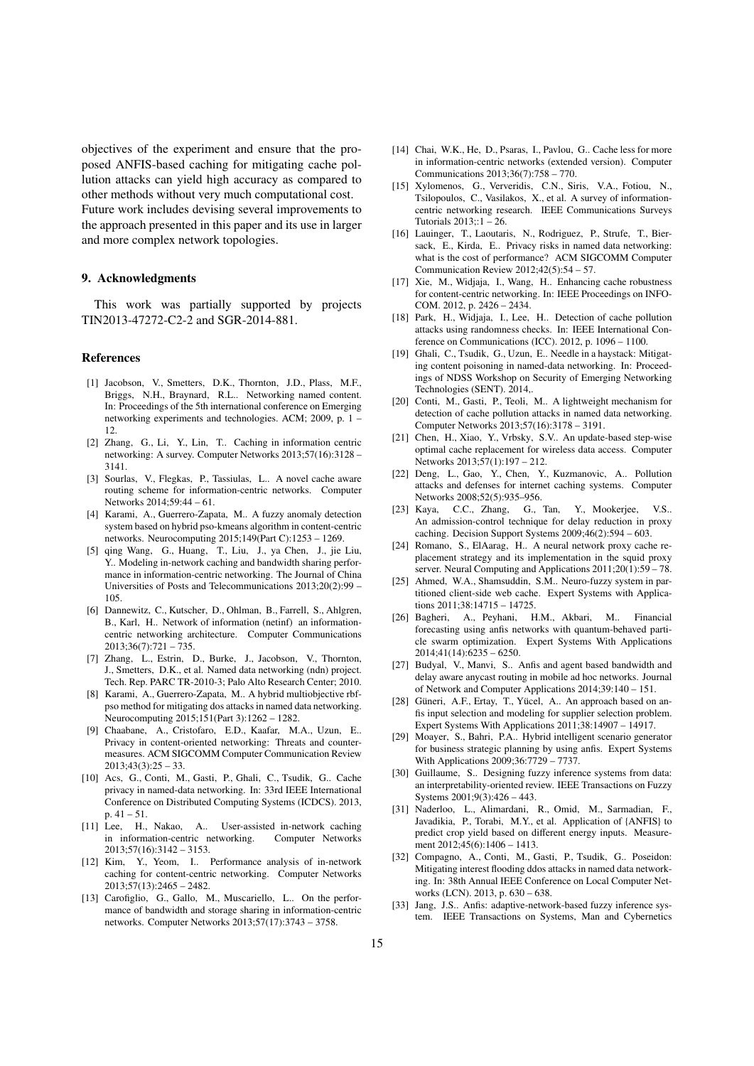objectives of the experiment and ensure that the proposed ANFIS-based caching for mitigating cache pollution attacks can yield high accuracy as compared to other methods without very much computational cost. Future work includes devising several improvements to the approach presented in this paper and its use in larger and more complex network topologies.

## 9. Acknowledgments

This work was partially supported by projects TIN2013-47272-C2-2 and SGR-2014-881.

## References

- [1] Jacobson, V., Smetters, D.K., Thornton, J.D., Plass, M.F., Briggs, N.H., Braynard, R.L.. Networking named content. In: Proceedings of the 5th international conference on Emerging networking experiments and technologies. ACM; 2009, p. 1 – 12.
- [2] Zhang, G., Li, Y., Lin, T.. Caching in information centric networking: A survey. Computer Networks 2013;57(16):3128 – 3141.
- [3] Sourlas, V., Flegkas, P., Tassiulas, L.. A novel cache aware routing scheme for information-centric networks. Computer Networks 2014;59:44 – 61.
- [4] Karami, A., Guerrero-Zapata, M.. A fuzzy anomaly detection system based on hybrid pso-kmeans algorithm in content-centric networks. Neurocomputing 2015;149(Part C):1253 – 1269.
- [5] qing Wang, G., Huang, T., Liu, J., ya Chen, J., jie Liu, Y.. Modeling in-network caching and bandwidth sharing performance in information-centric networking. The Journal of China Universities of Posts and Telecommunications 2013;20(2):99 – 105.
- [6] Dannewitz, C., Kutscher, D., Ohlman, B., Farrell, S., Ahlgren, B., Karl, H.. Network of information (netinf) an information-centric networking architecture. Computer Communications 2013;36(7):721 – 735.
- [7] Zhang, L., Estrin, D., Burke, J., Jacobson, V., Thornton, J., Smetters, D.K., et al. Named data networking (ndn) project. Tech. Rep. PARC TR-2010-3; Palo Alto Research Center; 2010.
- [8] Karami, A., Guerrero-Zapata, M.. A hybrid multiobjective rbf-pso method for mitigating dos attacks in named data networking. Neurocomputing 2015;151(Part 3):1262 – 1282.
- [9] Chaabane, A., Cristofaro, E.D., Kaafar, M.A., Uzun, E.. Privacy in content-oriented networking: Threats and countermeasures. ACM SIGCOMM Computer Communication Review 2013;43(3):25 – 33.
- [10] Acs, G., Conti, M., Gasti, P., Ghali, C., Tsudik, G.. Cache privacy in named-data networking. In: 33rd IEEE International Conference on Distributed Computing Systems (ICDCS). 2013, p. 41 – 51.
- [11] Lee, H., Nakao, A.. User-assisted in-network caching in information-centric networking. Computer Networks 2013;57(16):3142 – 3153.
- [12] Kim, Y., Yeom, I.. Performance analysis of in-network caching for content-centric networking. Computer Networks 2013;57(13):2465 – 2482.
- [13] Carofiglio, G., Gallo, M., Muscariello, L.. On the performance of bandwidth and storage sharing in information-centric networks. Computer Networks 2013;57(17):3743 – 3758.
- [14] Chai, W.K., He, D., Psaras, I., Pavlou, G.. Cache less for more in information-centric networks (extended version). Computer Communications 2013;36(7):758 – 770.
- [15] Xylomenos, G., Ververidis, C.N., Siris, V.A., Fotiou, N., Tsilopoulos, C., Vasilakos, X., et al. A survey of information-centric networking research. IEEE Communications Surveys Tutorials 2013;:1 – 26.
- [16] Lauinger, T., Laoutaris, N., Rodriguez, P., Strufe, T., Biersack, E., Kirda, E.. Privacy risks in named data networking: what is the cost of performance? ACM SIGCOMM Computer Communication Review 2012;42(5):54 – 57.
- [17] Xie, M., Widjaja, I., Wang, H.. Enhancing cache robustness for content-centric networking. In: IEEE Proceedings on INFOCOM. 2012, p. 2426 – 2434.
- [18] Park, H., Widjaja, I., Lee, H.. Detection of cache pollution attacks using randomness checks. In: IEEE International Conference on Communications (ICC). 2012, p. 1096 – 1100.
- [19] Ghali, C., Tsudik, G., Uzun, E.. Needle in a haystack: Mitigating content poisoning in named-data networking. In: Proceedings of NDSS Workshop on Security of Emerging Networking Technologies (SENT). 2014,.
- [20] Conti, M., Gasti, P., Teoli, M.. A lightweight mechanism for detection of cache pollution attacks in named data networking. Computer Networks 2013;57(16):3178 – 3191.
- [21] Chen, H., Xiao, Y., Vrbsky, S.V.. An update-based step-wise optimal cache replacement for wireless data access. Computer Networks 2013;57(1):197 – 212.
- [22] Deng, L., Gao, Y., Chen, Y., Kuzmanovic, A.. Pollution attacks and defenses for internet caching systems. Computer Networks 2008;52(5):935–956.
- [23] Kaya, C.C., Zhang, G., Tan, Y., Mookerjee, V.S.. An admission-control technique for delay reduction in proxy caching. Decision Support Systems 2009;46(2):594 – 603.
- [24] Romano, S., ElAarag, H.. A neural network proxy cache replacement strategy and its implementation in the squid proxy server. Neural Computing and Applications 2011;20(1):59 – 78.
- [25] Ahmed, W.A., Shamsuddin, S.M.. Neuro-fuzzy system in partitioned client-side web cache. Expert Systems with Applications 2011;38:14715 – 14725.
- [26] Bagheri, A., Peyhani, H.M., Akbari, M.. Financial forecasting using anfis networks with quantum-behaved particle swarm optimization. Expert Systems With Applications 2014;41(14):6235 – 6250.
- [27] Budyal, V., Manvi, S.. Anfis and agent based bandwidth and delay aware anycast routing in mobile ad hoc networks. Journal of Network and Computer Applications 2014;39:140 – 151.
- [28] Güneri, A.F., Ertay, T., Yücel, A.. An approach based on anfis input selection and modeling for supplier selection problem. Expert Systems With Applications 2011;38:14907 – 14917.
- [29] Moayer, S., Bahri, P.A.. Hybrid intelligent scenario generator for business strategic planning by using anfis. Expert Systems With Applications 2009;36:7729 – 7737.
- [30] Guillaume, S.. Designing fuzzy inference systems from data: an interpretability-oriented review. IEEE Transactions on Fuzzy Systems 2001;9(3):426 – 443.
- [31] Naderloo, L., Alimardani, R., Omid, M., Sarmadian, F., Javadikia, P., Torabi, M.Y., et al. Application of {ANFIS} to predict crop yield based on different energy inputs. Measurement 2012;45(6):1406 – 1413.
- [32] Compagno, A., Conti, M., Gasti, P., Tsudik, G.. Poseidon: Mitigating interest flooding ddos attacks in named data networking. In: 38th Annual IEEE Conference on Local Computer Networks (LCN). 2013, p. 630 – 638.
- [33] Jang, J.S.. Anfis: adaptive-network-based fuzzy inference system. IEEE Transactions on Systems, Man and Cybernetics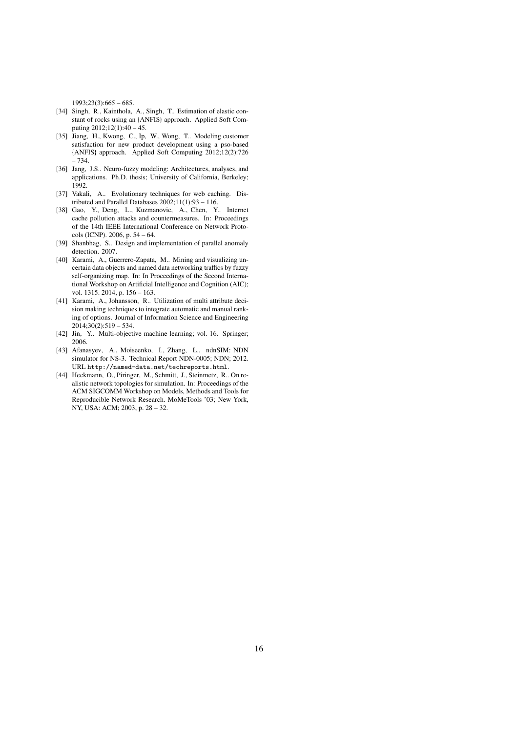1993;23(3):665 – 685.

[34] Singh, R., Kainthola, A., Singh, T.. Estimation of elastic constant of rocks using an {ANFIS} approach. Applied Soft Computing 2012;12(1):40 – 45.

[35] Jiang, H., Kwong, C., Ip, W., Wong, T.. Modeling customer satisfaction for new product development using a pso-based {ANFIS} approach. Applied Soft Computing 2012;12(2):726 – 734.

[36] Jang, J.S.. Neuro-fuzzy modeling: Architectures, analyses, and applications. Ph.D. thesis; University of California, Berkeley; 1992.

[37] Vakali, A.. Evolutionary techniques for web caching. Distributed and Parallel Databases 2002;11(1):93 – 116.

[38] Gao, Y., Deng, L., Kuzmanovic, A., Chen, Y.. Internet cache pollution attacks and countermeasures. In: Proceedings of the 14th IEEE International Conference on Network Protocols (ICNP). 2006, p. 54 – 64.

[39] Shanbhag, S.. Design and implementation of parallel anomaly detection. 2007.

[40] Karami, A., Guerrero-Zapata, M.. Mining and visualizing uncertain data objects and named data networking traffics by fuzzy self-organizing map. In: In Proceedings of the Second International Workshop on Artificial Intelligence and Cognition (AIC); vol. 1315. 2014, p. 156 – 163.

[41] Karami, A., Johansson, R.. Utilization of multi attribute decision making techniques to integrate automatic and manual ranking of options. Journal of Information Science and Engineering 2014;30(2):519 – 534.

[42] Jin, Y.. Multi-objective machine learning; vol. 16. Springer; 2006.

[43] Afanasyev, A., Moiseenko, I., Zhang, L.. ndnSIM: NDN simulator for NS-3. Technical Report NDN-0005; NDN; 2012. URL http://named-data.net/techreports.html.

[44] Heckmann, O., Piringer, M., Schmitt, J., Steinmetz, R.. On realistic network topologies for simulation. In: Proceedings of the ACM SIGCOMM Workshop on Models, Methods and Tools for Reproducible Network Research. MoMeTools '03; New York, NY, USA: ACM; 2003, p. 28 – 32.